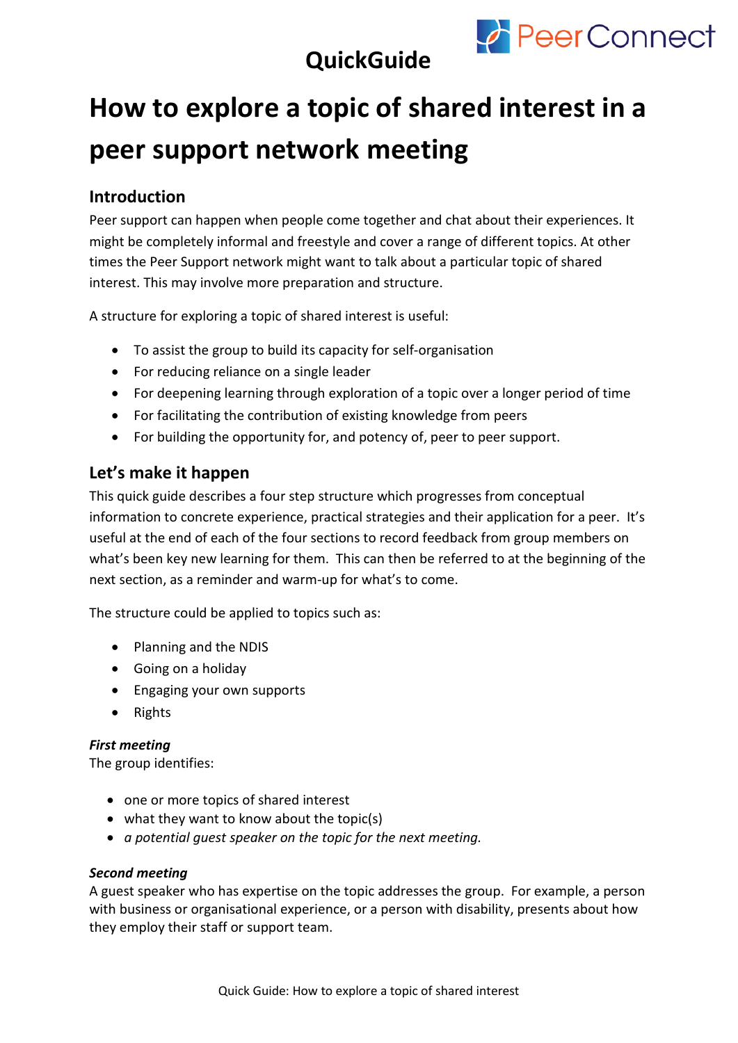QuickGuide

PeerConnect

# How to explore a topic of shared interest in a peer support network meeting

## Introduction

Peer support can happen when people come together and chat about their experiences. It might be completely informal and freestyle and cover a range of different topics. At other times the Peer Support network might want to talk about a particular topic of shared interest. This may involve more preparation and structure.

A structure for exploring a topic of shared interest is useful:

- To assist the group to build its capacity for self-organisation
- For reducing reliance on a single leader
- For deepening learning through exploration of a topic over a longer period of time
- For facilitating the contribution of existing knowledge from peers
- For building the opportunity for, and potency of, peer to peer support.

## Let's make it happen

This quick guide describes a four step structure which progresses from conceptual information to concrete experience, practical strategies and their application for a peer. It's useful at the end of each of the four sections to record feedback from group members on what's been key new learning for them. This can then be referred to at the beginning of the next section, as a reminder and warm-up for what's to come.

The structure could be applied to topics such as:

- Planning and the NDIS
- Going on a holiday
- Engaging your own supports
- Rights

***First meeting***

The group identifies:

- one or more topics of shared interest
- what they want to know about the topic(s)
- *a potential guest speaker on the topic for the next meeting.*

***Second meeting***

A guest speaker who has expertise on the topic addresses the group. For example, a person with business or organisational experience, or a person with disability, presents about how they employ their staff or support team.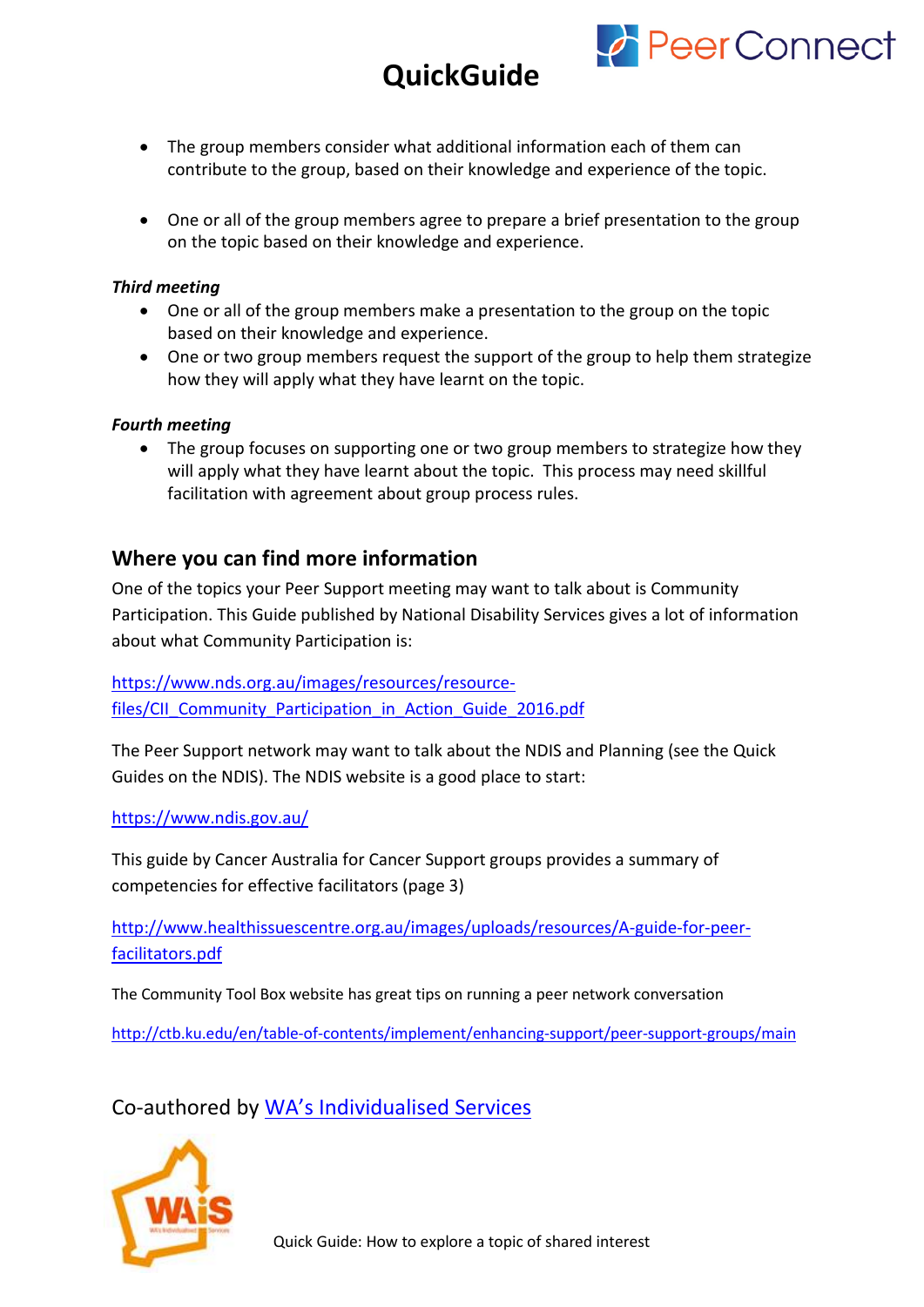- The group members consider what additional information each of them can contribute to the group, based on their knowledge and experience of the topic.

- One or all of the group members agree to prepare a brief presentation to the group on the topic based on their knowledge and experience.

***Third meeting***

- One or all of the group members make a presentation to the group on the topic based on their knowledge and experience.
- One or two group members request the support of the group to help them strategize how they will apply what they have learnt on the topic.

***Fourth meeting***

- The group focuses on supporting one or two group members to strategize how they will apply what they have learnt about the topic. This process may need skillful facilitation with agreement about group process rules.

## Where you can find more information

One of the topics your Peer Support meeting may want to talk about is Community Participation. This Guide published by National Disability Services gives a lot of information about what Community Participation is:

https://www.nds.org.au/images/resources/resource-files/CII_Community_Participation_in_Action_Guide_2016.pdf

The Peer Support network may want to talk about the NDIS and Planning (see the Quick Guides on the NDIS). The NDIS website is a good place to start:

https://www.ndis.gov.au/

This guide by Cancer Australia for Cancer Support groups provides a summary of competencies for effective facilitators (page 3)

http://www.healthissuescentre.org.au/images/uploads/resources/A-guide-for-peer-facilitators.pdf

The Community Tool Box website has great tips on running a peer network conversation

http://ctb.ku.edu/en/table-of-contents/implement/enhancing-support/peer-support-groups/main

Co-authored by WA's Individualised Services